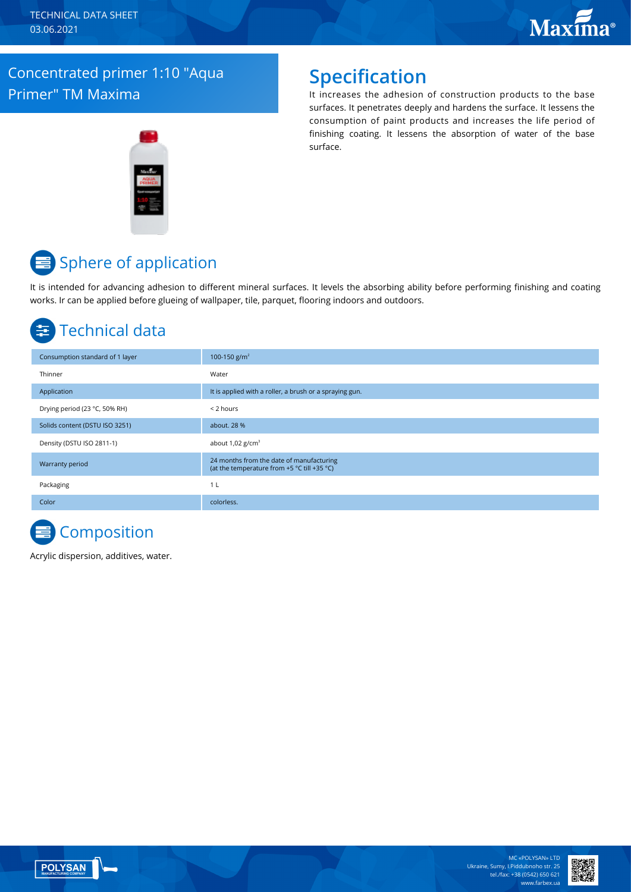TECHNICAL DATA SHEET
03.06.2021

# Concentrated primer 1:10 "Aqua Primer" TM Maxima

## Specification

It increases the adhesion of construction products to the base surfaces. It penetrates deeply and hardens the surface. It lessens the consumption of paint products and increases the life period of finishing coating. It lessens the absorption of water of the base surface.

## Sphere of application

It is intended for advancing adhesion to different mineral surfaces. It levels the absorbing ability before performing finishing and coating works. Ir can be applied before glueing of wallpaper, tile, parquet, flooring indoors and outdoors.

## Technical data

| | |
|---|---|
| Consumption standard of 1 layer | 100-150 g/m² |
| Thinner | Water |
| Application | It is applied with a roller, a brush or a spraying gun. |
| Drying period (23 °C, 50% RH) | < 2 hours |
| Solids content (DSTU ISO 3251) | about. 28 % |
| Density (DSTU ISO 2811-1) | about 1,02 g/cm³ |
| Warranty period | 24 months from the date of manufacturing (at the temperature from +5 °C till +35 °C) |
| Packaging | 1 L |
| Color | colorless. |

## Composition

Acrylic dispersion, additives, water.

MC «POLYSAN» LTD
Ukraine, Sumy, I.Piddubnoho str. 25
tel./fax: +38 (0542) 650 621
www.farbex.ua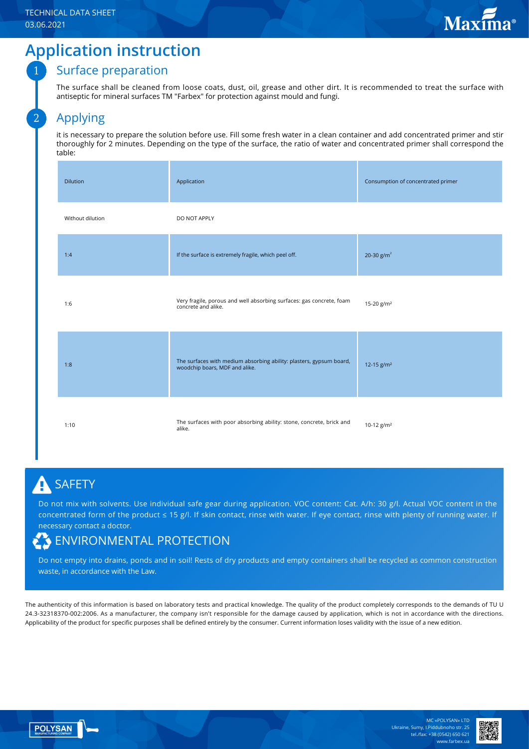# Application instruction

## 1 Surface preparation

The surface shall be cleaned from loose coats, dust, oil, grease and other dirt. It is recommended to treat the surface with antiseptic for mineral surfaces TM "Farbex" for protection against mould and fungi.

## 2 Applying

it is necessary to prepare the solution before use. Fill some fresh water in a clean container and add concentrated primer and stir thoroughly for 2 minutes. Depending on the type of the surface, the ratio of water and concentrated primer shall correspond the table:

| Dilution | Application | Consumption of concentrated primer |
|---|---|---|
| Without dilution | DO NOT APPLY | |
| 1:4 | If the surface is extremely fragile, which peel off. | 20-30 g/m² |
| 1:6 | Very fragile, porous and well absorbing surfaces: gas concrete, foam concrete and alike. | 15-20 g/m² |
| 1:8 | The surfaces with medium absorbing ability: plasters, gypsum board, woodchip boars, MDF and alike. | 12-15 g/m² |
| 1:10 | The surfaces with poor absorbing ability: stone, concrete, brick and alike. | 10-12 g/m² |

## SAFETY

Do not mix with solvents. Use individual safe gear during application. VOC content: Cat. A/h: 30 g/l. Actual VOC content in the concentrated form of the product ≤ 15 g/l. If skin contact, rinse with water. If eye contact, rinse with plenty of running water. If necessary contact a doctor.

## ENVIRONMENTAL PROTECTION

Do not empty into drains, ponds and in soil! Rests of dry products and empty containers shall be recycled as common construction waste, in accordance with the Law.

The authenticity of this information is based on laboratory tests and practical knowledge. The quality of the product completely corresponds to the demands of TU U 24.3-32318370-002:2006. As a manufacturer, the company isn't responsible for the damage caused by application, which is not in accordance with the directions. Applicability of the product for specific purposes shall be defined entirely by the consumer. Current information loses validity with the issue of a new edition.

MC «POLYSAN» LTD
Ukraine, Sumy, I.Piddubnoho str. 25
tel./fax: +38 (0542) 650 621
www.farbex.ua